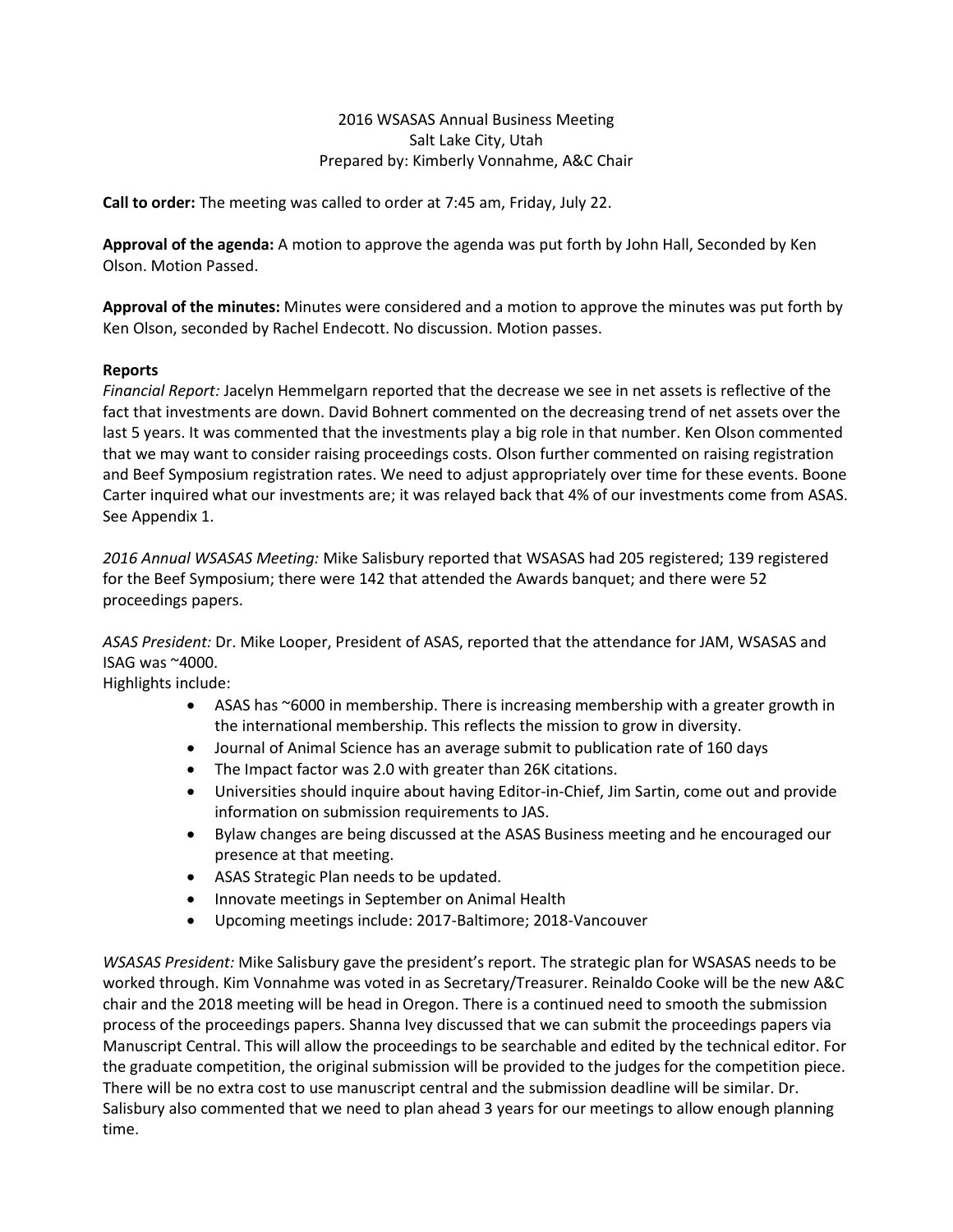2016 WSASAS Annual Business Meeting
Salt Lake City, Utah
Prepared by: Kimberly Vonnahme, A&C Chair

**Call to order:** The meeting was called to order at 7:45 am, Friday, July 22.

**Approval of the agenda:** A motion to approve the agenda was put forth by John Hall, Seconded by Ken Olson. Motion Passed.

**Approval of the minutes:** Minutes were considered and a motion to approve the minutes was put forth by Ken Olson, seconded by Rachel Endecott. No discussion. Motion passes.

**Reports**

*Financial Report:* Jacelyn Hemmelgarn reported that the decrease we see in net assets is reflective of the fact that investments are down. David Bohnert commented on the decreasing trend of net assets over the last 5 years. It was commented that the investments play a big role in that number. Ken Olson commented that we may want to consider raising proceedings costs. Olson further commented on raising registration and Beef Symposium registration rates. We need to adjust appropriately over time for these events. Boone Carter inquired what our investments are; it was relayed back that 4% of our investments come from ASAS. See Appendix 1.

*2016 Annual WSASAS Meeting:* Mike Salisbury reported that WSASAS had 205 registered; 139 registered for the Beef Symposium; there were 142 that attended the Awards banquet; and there were 52 proceedings papers.

*ASAS President:* Dr. Mike Looper, President of ASAS, reported that the attendance for JAM, WSASAS and ISAG was ~4000.
Highlights include:

- ASAS has ~6000 in membership. There is increasing membership with a greater growth in the international membership. This reflects the mission to grow in diversity.
- Journal of Animal Science has an average submit to publication rate of 160 days
- The Impact factor was 2.0 with greater than 26K citations.
- Universities should inquire about having Editor-in-Chief, Jim Sartin, come out and provide information on submission requirements to JAS.
- Bylaw changes are being discussed at the ASAS Business meeting and he encouraged our presence at that meeting.
- ASAS Strategic Plan needs to be updated.
- Innovate meetings in September on Animal Health
- Upcoming meetings include: 2017-Baltimore; 2018-Vancouver

*WSASAS President:* Mike Salisbury gave the president's report. The strategic plan for WSASAS needs to be worked through. Kim Vonnahme was voted in as Secretary/Treasurer. Reinaldo Cooke will be the new A&C chair and the 2018 meeting will be head in Oregon. There is a continued need to smooth the submission process of the proceedings papers. Shanna Ivey discussed that we can submit the proceedings papers via Manuscript Central. This will allow the proceedings to be searchable and edited by the technical editor. For the graduate competition, the original submission will be provided to the judges for the competition piece. There will be no extra cost to use manuscript central and the submission deadline will be similar. Dr. Salisbury also commented that we need to plan ahead 3 years for our meetings to allow enough planning time.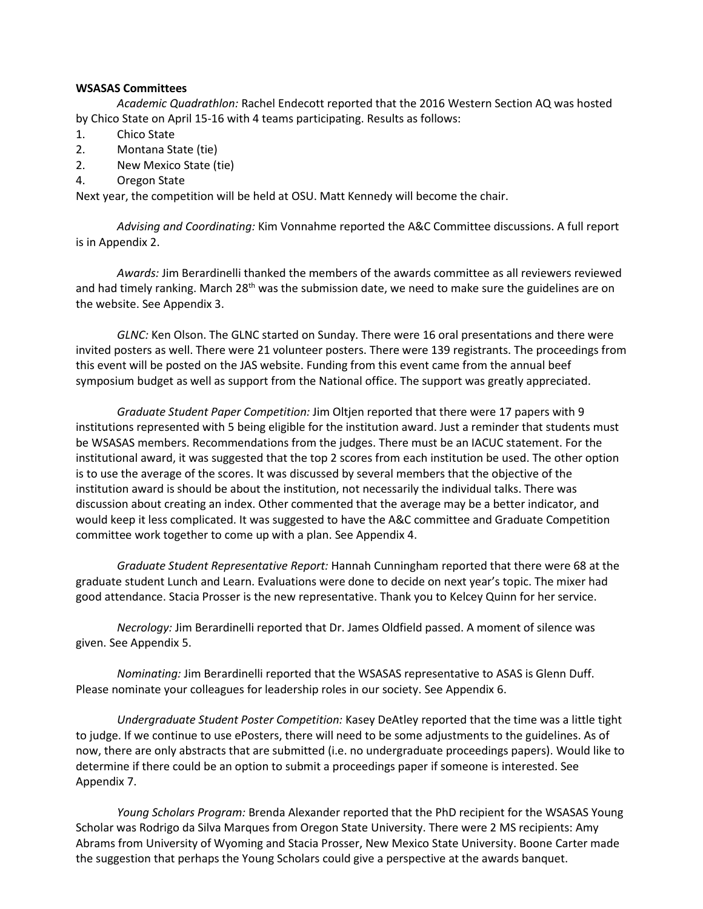**WSASAS Committees**

*Academic Quadrathlon:* Rachel Endecott reported that the 2016 Western Section AQ was hosted by Chico State on April 15-16 with 4 teams participating. Results as follows:

1. Chico State
2. Montana State (tie)
2. New Mexico State (tie)
4. Oregon State

Next year, the competition will be held at OSU. Matt Kennedy will become the chair.

*Advising and Coordinating:* Kim Vonnahme reported the A&C Committee discussions. A full report is in Appendix 2.

*Awards:* Jim Berardinelli thanked the members of the awards committee as all reviewers reviewed and had timely ranking. March 28th was the submission date, we need to make sure the guidelines are on the website. See Appendix 3.

*GLNC:* Ken Olson. The GLNC started on Sunday. There were 16 oral presentations and there were invited posters as well. There were 21 volunteer posters. There were 139 registrants. The proceedings from this event will be posted on the JAS website. Funding from this event came from the annual beef symposium budget as well as support from the National office. The support was greatly appreciated.

*Graduate Student Paper Competition:* Jim Oltjen reported that there were 17 papers with 9 institutions represented with 5 being eligible for the institution award. Just a reminder that students must be WSASAS members. Recommendations from the judges. There must be an IACUC statement. For the institutional award, it was suggested that the top 2 scores from each institution be used. The other option is to use the average of the scores. It was discussed by several members that the objective of the institution award is should be about the institution, not necessarily the individual talks. There was discussion about creating an index. Other commented that the average may be a better indicator, and would keep it less complicated. It was suggested to have the A&C committee and Graduate Competition committee work together to come up with a plan. See Appendix 4.

*Graduate Student Representative Report:* Hannah Cunningham reported that there were 68 at the graduate student Lunch and Learn. Evaluations were done to decide on next year's topic. The mixer had good attendance. Stacia Prosser is the new representative. Thank you to Kelcey Quinn for her service.

*Necrology:* Jim Berardinelli reported that Dr. James Oldfield passed. A moment of silence was given. See Appendix 5.

*Nominating:* Jim Berardinelli reported that the WSASAS representative to ASAS is Glenn Duff. Please nominate your colleagues for leadership roles in our society. See Appendix 6.

*Undergraduate Student Poster Competition:* Kasey DeAtley reported that the time was a little tight to judge. If we continue to use ePosters, there will need to be some adjustments to the guidelines. As of now, there are only abstracts that are submitted (i.e. no undergraduate proceedings papers). Would like to determine if there could be an option to submit a proceedings paper if someone is interested. See Appendix 7.

*Young Scholars Program:* Brenda Alexander reported that the PhD recipient for the WSASAS Young Scholar was Rodrigo da Silva Marques from Oregon State University. There were 2 MS recipients: Amy Abrams from University of Wyoming and Stacia Prosser, New Mexico State University. Boone Carter made the suggestion that perhaps the Young Scholars could give a perspective at the awards banquet.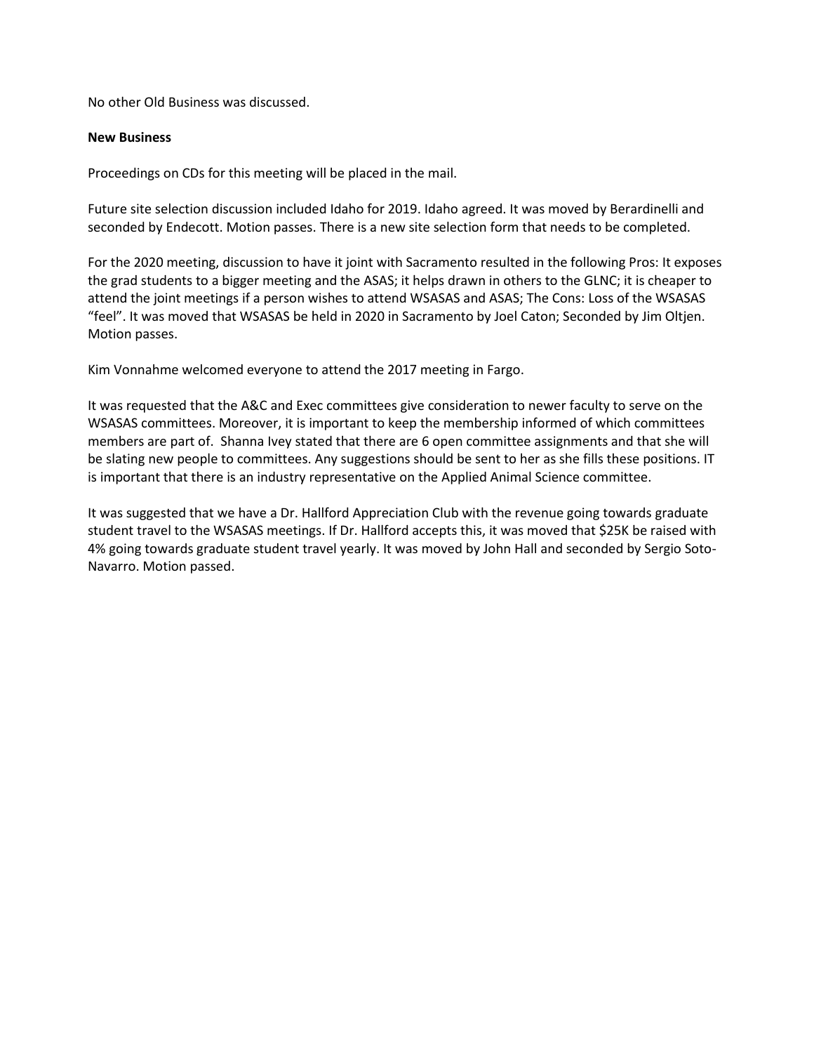No other Old Business was discussed.

**New Business**

Proceedings on CDs for this meeting will be placed in the mail.

Future site selection discussion included Idaho for 2019. Idaho agreed. It was moved by Berardinelli and seconded by Endecott. Motion passes. There is a new site selection form that needs to be completed.

For the 2020 meeting, discussion to have it joint with Sacramento resulted in the following Pros: It exposes the grad students to a bigger meeting and the ASAS; it helps drawn in others to the GLNC; it is cheaper to attend the joint meetings if a person wishes to attend WSASAS and ASAS; The Cons: Loss of the WSASAS "feel". It was moved that WSASAS be held in 2020 in Sacramento by Joel Caton; Seconded by Jim Oltjen. Motion passes.

Kim Vonnahme welcomed everyone to attend the 2017 meeting in Fargo.

It was requested that the A&C and Exec committees give consideration to newer faculty to serve on the WSASAS committees. Moreover, it is important to keep the membership informed of which committees members are part of. Shanna Ivey stated that there are 6 open committee assignments and that she will be slating new people to committees. Any suggestions should be sent to her as she fills these positions. IT is important that there is an industry representative on the Applied Animal Science committee.

It was suggested that we have a Dr. Hallford Appreciation Club with the revenue going towards graduate student travel to the WSASAS meetings. If Dr. Hallford accepts this, it was moved that $25K be raised with 4% going towards graduate student travel yearly. It was moved by John Hall and seconded by Sergio Soto-Navarro. Motion passed.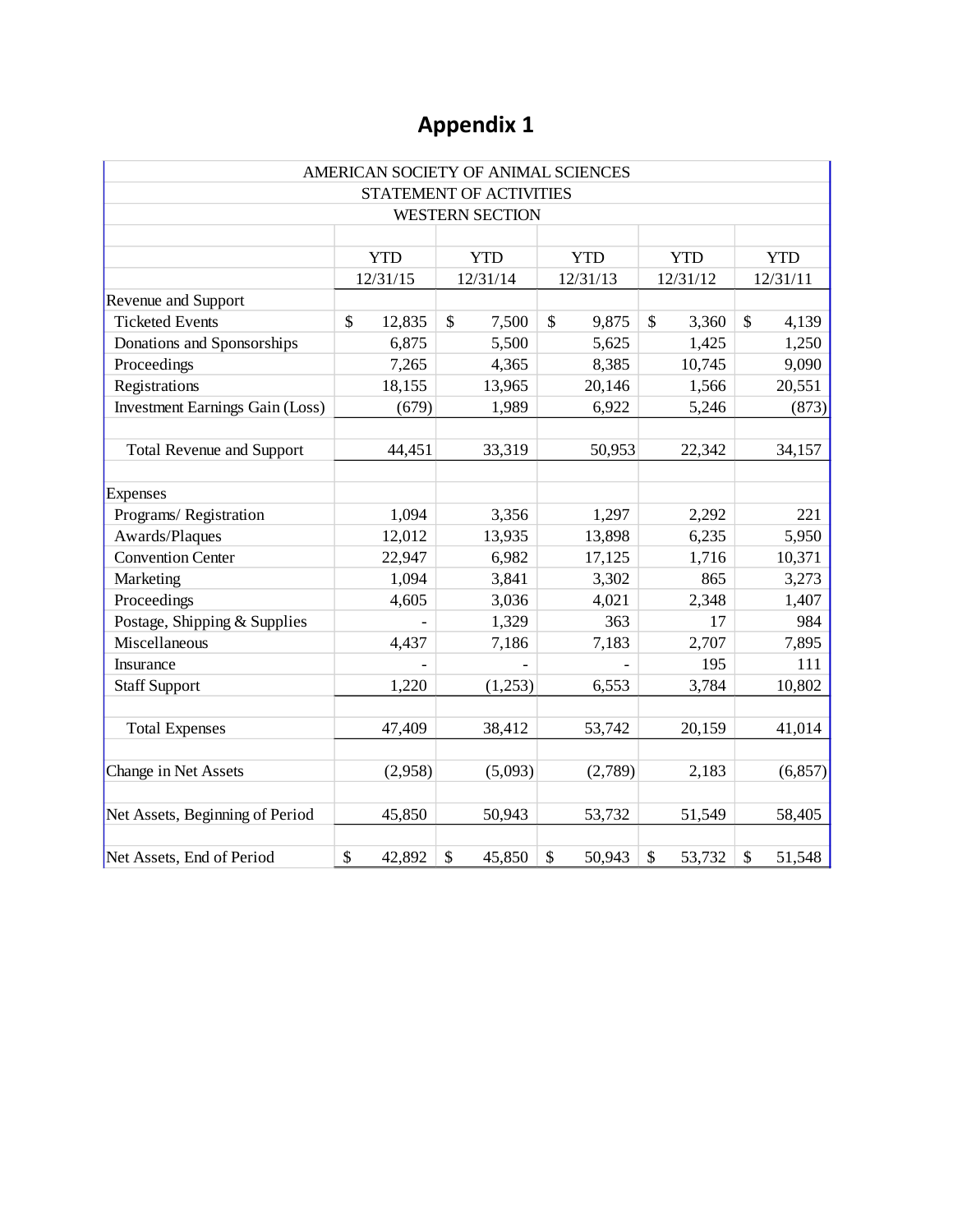# Appendix 1

| AMERICAN SOCIETY OF ANIMAL SCIENCES | | | | | |
|---|---|---|---|---|---|
| STATEMENT OF ACTIVITIES | | | | | |
| WESTERN SECTION | | | | | |
| | YTD 12/31/15 | YTD 12/31/14 | YTD 12/31/13 | YTD 12/31/12 | YTD 12/31/11 |
| Revenue and Support | | | | | |
| Ticketed Events | $ 12,835 | $ 7,500 | $ 9,875 | $ 3,360 | $ 4,139 |
| Donations and Sponsorships | 6,875 | 5,500 | 5,625 | 1,425 | 1,250 |
| Proceedings | 7,265 | 4,365 | 8,385 | 10,745 | 9,090 |
| Registrations | 18,155 | 13,965 | 20,146 | 1,566 | 20,551 |
| Investment Earnings Gain (Loss) | (679) | 1,989 | 6,922 | 5,246 | (873) |
| Total Revenue and Support | 44,451 | 33,319 | 50,953 | 22,342 | 34,157 |
| Expenses | | | | | |
| Programs/ Registration | 1,094 | 3,356 | 1,297 | 2,292 | 221 |
| Awards/Plaques | 12,012 | 13,935 | 13,898 | 6,235 | 5,950 |
| Convention Center | 22,947 | 6,982 | 17,125 | 1,716 | 10,371 |
| Marketing | 1,094 | 3,841 | 3,302 | 865 | 3,273 |
| Proceedings | 4,605 | 3,036 | 4,021 | 2,348 | 1,407 |
| Postage, Shipping & Supplies | - | 1,329 | 363 | 17 | 984 |
| Miscellaneous | 4,437 | 7,186 | 7,183 | 2,707 | 7,895 |
| Insurance | - | - | - | 195 | 111 |
| Staff Support | 1,220 | (1,253) | 6,553 | 3,784 | 10,802 |
| Total Expenses | 47,409 | 38,412 | 53,742 | 20,159 | 41,014 |
| Change in Net Assets | (2,958) | (5,093) | (2,789) | 2,183 | (6,857) |
| Net Assets, Beginning of Period | 45,850 | 50,943 | 53,732 | 51,549 | 58,405 |
| Net Assets, End of Period | $ 42,892 | $ 45,850 | $ 50,943 | $ 53,732 | $ 51,548 |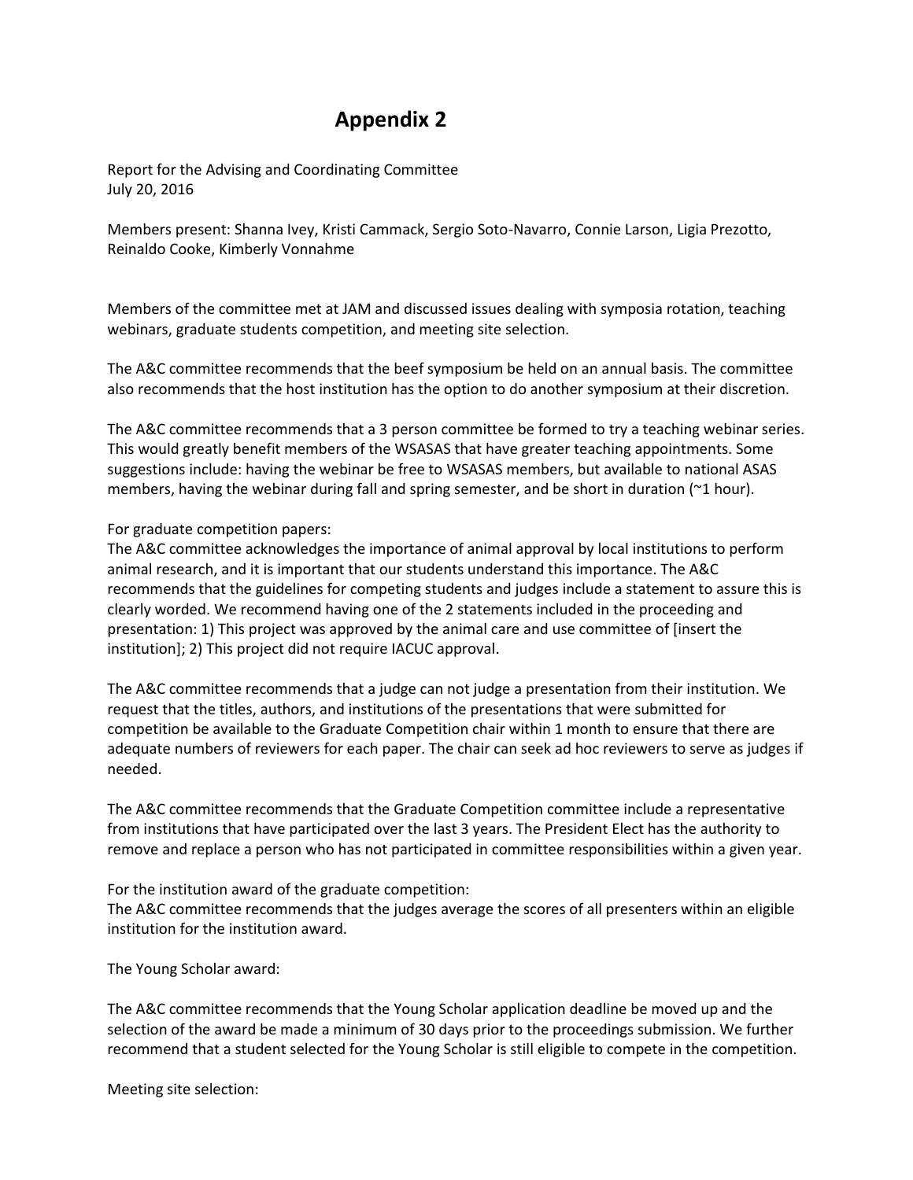# Appendix 2

Report for the Advising and Coordinating Committee
July 20, 2016

Members present: Shanna Ivey, Kristi Cammack, Sergio Soto-Navarro, Connie Larson, Ligia Prezotto, Reinaldo Cooke, Kimberly Vonnahme

Members of the committee met at JAM and discussed issues dealing with symposia rotation, teaching webinars, graduate students competition, and meeting site selection.

The A&C committee recommends that the beef symposium be held on an annual basis. The committee also recommends that the host institution has the option to do another symposium at their discretion.

The A&C committee recommends that a 3 person committee be formed to try a teaching webinar series. This would greatly benefit members of the WSASAS that have greater teaching appointments. Some suggestions include: having the webinar be free to WSASAS members, but available to national ASAS members, having the webinar during fall and spring semester, and be short in duration (~1 hour).

For graduate competition papers:
The A&C committee acknowledges the importance of animal approval by local institutions to perform animal research, and it is important that our students understand this importance. The A&C recommends that the guidelines for competing students and judges include a statement to assure this is clearly worded. We recommend having one of the 2 statements included in the proceeding and presentation: 1) This project was approved by the animal care and use committee of [insert the institution]; 2) This project did not require IACUC approval.

The A&C committee recommends that a judge can not judge a presentation from their institution. We request that the titles, authors, and institutions of the presentations that were submitted for competition be available to the Graduate Competition chair within 1 month to ensure that there are adequate numbers of reviewers for each paper. The chair can seek ad hoc reviewers to serve as judges if needed.

The A&C committee recommends that the Graduate Competition committee include a representative from institutions that have participated over the last 3 years. The President Elect has the authority to remove and replace a person who has not participated in committee responsibilities within a given year.

For the institution award of the graduate competition:
The A&C committee recommends that the judges average the scores of all presenters within an eligible institution for the institution award.

The Young Scholar award:

The A&C committee recommends that the Young Scholar application deadline be moved up and the selection of the award be made a minimum of 30 days prior to the proceedings submission. We further recommend that a student selected for the Young Scholar is still eligible to compete in the competition.

Meeting site selection: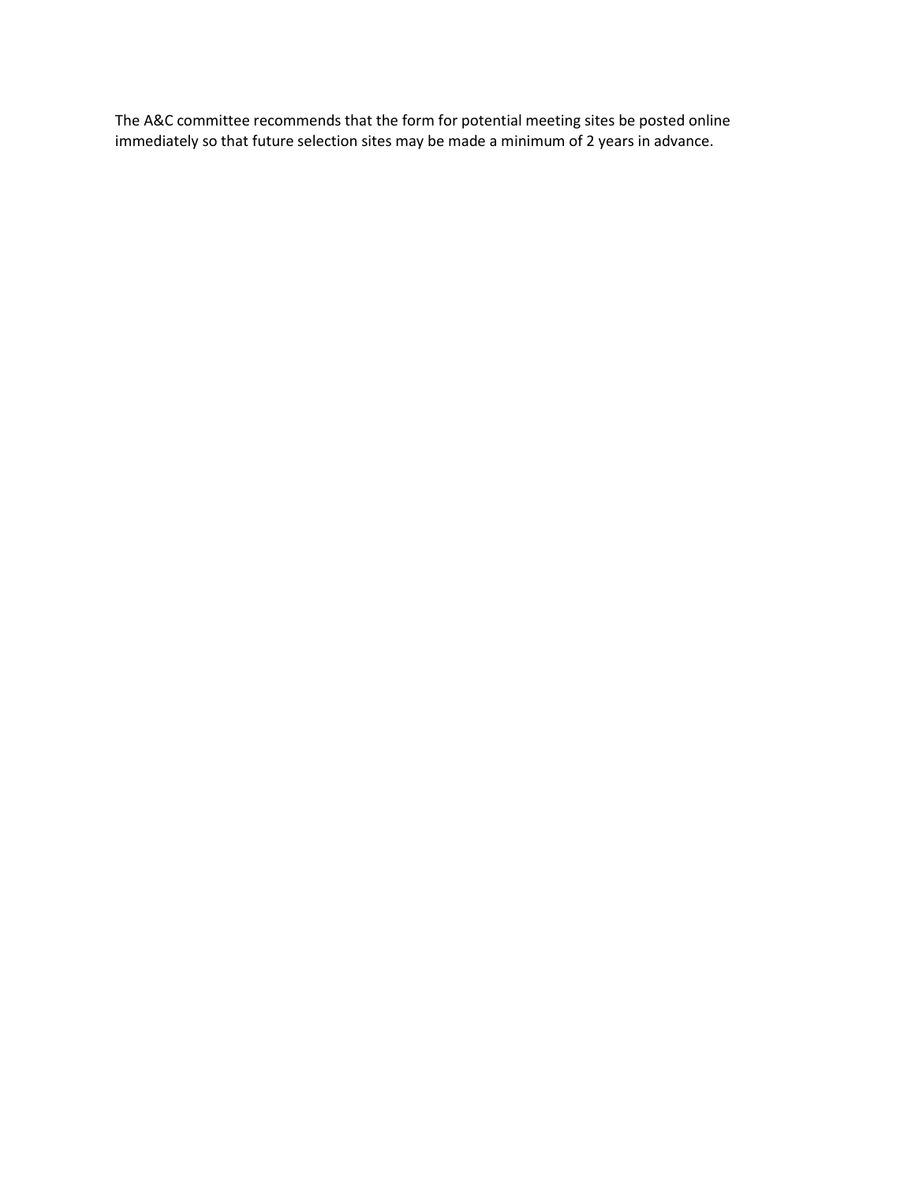The A&C committee recommends that the form for potential meeting sites be posted online immediately so that future selection sites may be made a minimum of 2 years in advance.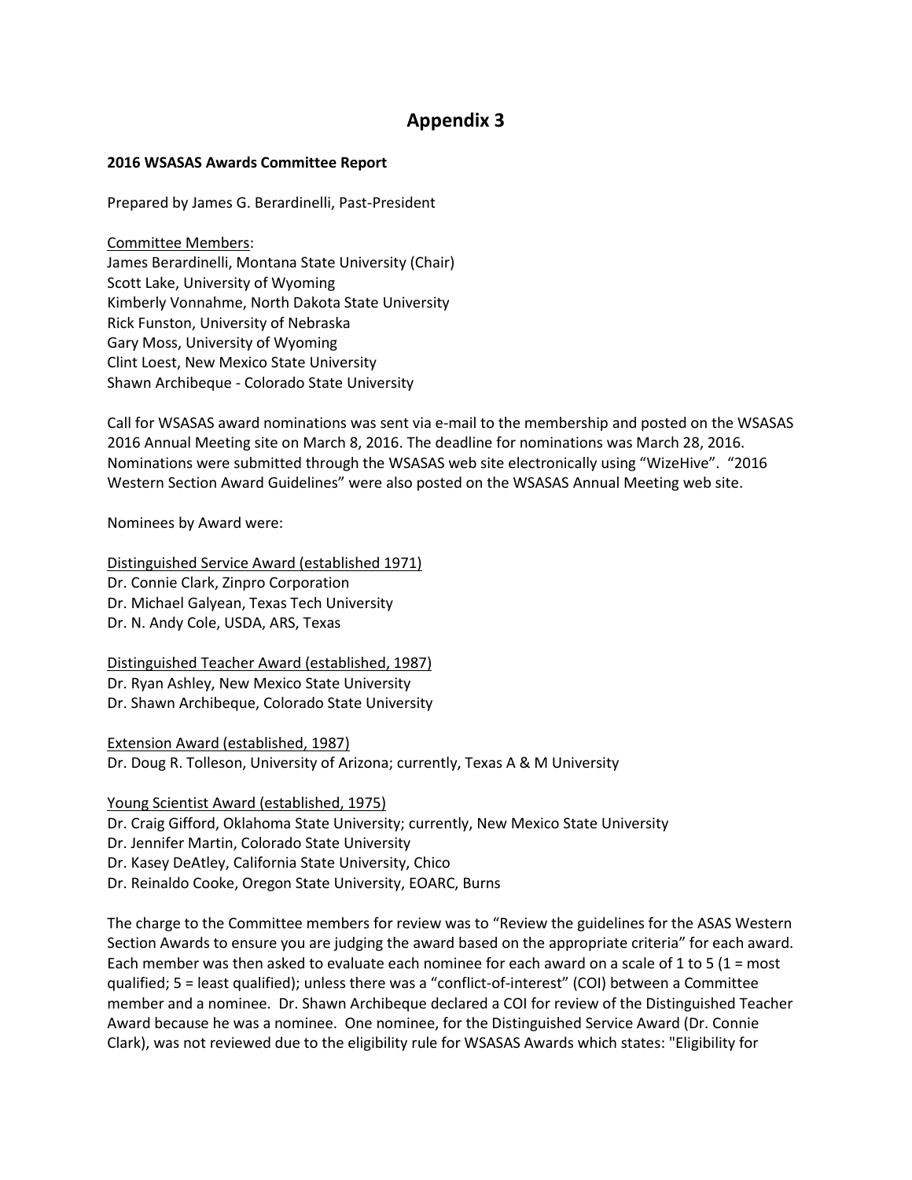# Appendix 3

**2016 WSASAS Awards Committee Report**

Prepared by James G. Berardinelli, Past-President

Committee Members:
James Berardinelli, Montana State University (Chair)
Scott Lake, University of Wyoming
Kimberly Vonnahme, North Dakota State University
Rick Funston, University of Nebraska
Gary Moss, University of Wyoming
Clint Loest, New Mexico State University
Shawn Archibeque - Colorado State University

Call for WSASAS award nominations was sent via e-mail to the membership and posted on the WSASAS 2016 Annual Meeting site on March 8, 2016. The deadline for nominations was March 28, 2016. Nominations were submitted through the WSASAS web site electronically using "WizeHive". "2016 Western Section Award Guidelines" were also posted on the WSASAS Annual Meeting web site.

Nominees by Award were:

Distinguished Service Award (established 1971)
Dr. Connie Clark, Zinpro Corporation
Dr. Michael Galyean, Texas Tech University
Dr. N. Andy Cole, USDA, ARS, Texas

Distinguished Teacher Award (established, 1987)
Dr. Ryan Ashley, New Mexico State University
Dr. Shawn Archibeque, Colorado State University

Extension Award (established, 1987)
Dr. Doug R. Tolleson, University of Arizona; currently, Texas A & M University

Young Scientist Award (established, 1975)
Dr. Craig Gifford, Oklahoma State University; currently, New Mexico State University
Dr. Jennifer Martin, Colorado State University
Dr. Kasey DeAtley, California State University, Chico
Dr. Reinaldo Cooke, Oregon State University, EOARC, Burns

The charge to the Committee members for review was to "Review the guidelines for the ASAS Western Section Awards to ensure you are judging the award based on the appropriate criteria" for each award. Each member was then asked to evaluate each nominee for each award on a scale of 1 to 5 (1 = most qualified; 5 = least qualified); unless there was a "conflict-of-interest" (COI) between a Committee member and a nominee. Dr. Shawn Archibeque declared a COI for review of the Distinguished Teacher Award because he was a nominee. One nominee, for the Distinguished Service Award (Dr. Connie Clark), was not reviewed due to the eligibility rule for WSASAS Awards which states: "Eligibility for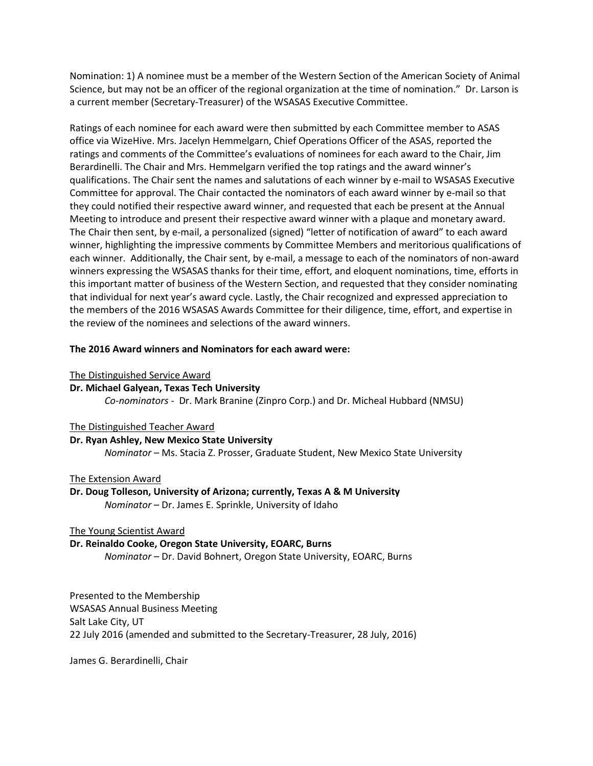Nomination: 1) A nominee must be a member of the Western Section of the American Society of Animal Science, but may not be an officer of the regional organization at the time of nomination." Dr. Larson is a current member (Secretary-Treasurer) of the WSASAS Executive Committee.

Ratings of each nominee for each award were then submitted by each Committee member to ASAS office via WizeHive. Mrs. Jacelyn Hemmelgarn, Chief Operations Officer of the ASAS, reported the ratings and comments of the Committee's evaluations of nominees for each award to the Chair, Jim Berardinelli. The Chair and Mrs. Hemmelgarn verified the top ratings and the award winner's qualifications. The Chair sent the names and salutations of each winner by e-mail to WSASAS Executive Committee for approval. The Chair contacted the nominators of each award winner by e-mail so that they could notified their respective award winner, and requested that each be present at the Annual Meeting to introduce and present their respective award winner with a plaque and monetary award. The Chair then sent, by e-mail, a personalized (signed) "letter of notification of award" to each award winner, highlighting the impressive comments by Committee Members and meritorious qualifications of each winner. Additionally, the Chair sent, by e-mail, a message to each of the nominators of non-award winners expressing the WSASAS thanks for their time, effort, and eloquent nominations, time, efforts in this important matter of business of the Western Section, and requested that they consider nominating that individual for next year's award cycle. Lastly, the Chair recognized and expressed appreciation to the members of the 2016 WSASAS Awards Committee for their diligence, time, effort, and expertise in the review of the nominees and selections of the award winners.

**The 2016 Award winners and Nominators for each award were:**

<u>The Distinguished Service Award</u>

**Dr. Michael Galyean, Texas Tech University**

*Co-nominators* - Dr. Mark Branine (Zinpro Corp.) and Dr. Micheal Hubbard (NMSU)

<u>The Distinguished Teacher Award</u>

**Dr. Ryan Ashley, New Mexico State University**

*Nominator* – Ms. Stacia Z. Prosser, Graduate Student, New Mexico State University

<u>The Extension Award</u>

**Dr. Doug Tolleson, University of Arizona; currently, Texas A & M University**

*Nominator* – Dr. James E. Sprinkle, University of Idaho

<u>The Young Scientist Award</u>

**Dr. Reinaldo Cooke, Oregon State University, EOARC, Burns**

*Nominator* – Dr. David Bohnert, Oregon State University, EOARC, Burns

Presented to the Membership
WSASAS Annual Business Meeting
Salt Lake City, UT
22 July 2016 (amended and submitted to the Secretary-Treasurer, 28 July, 2016)

James G. Berardinelli, Chair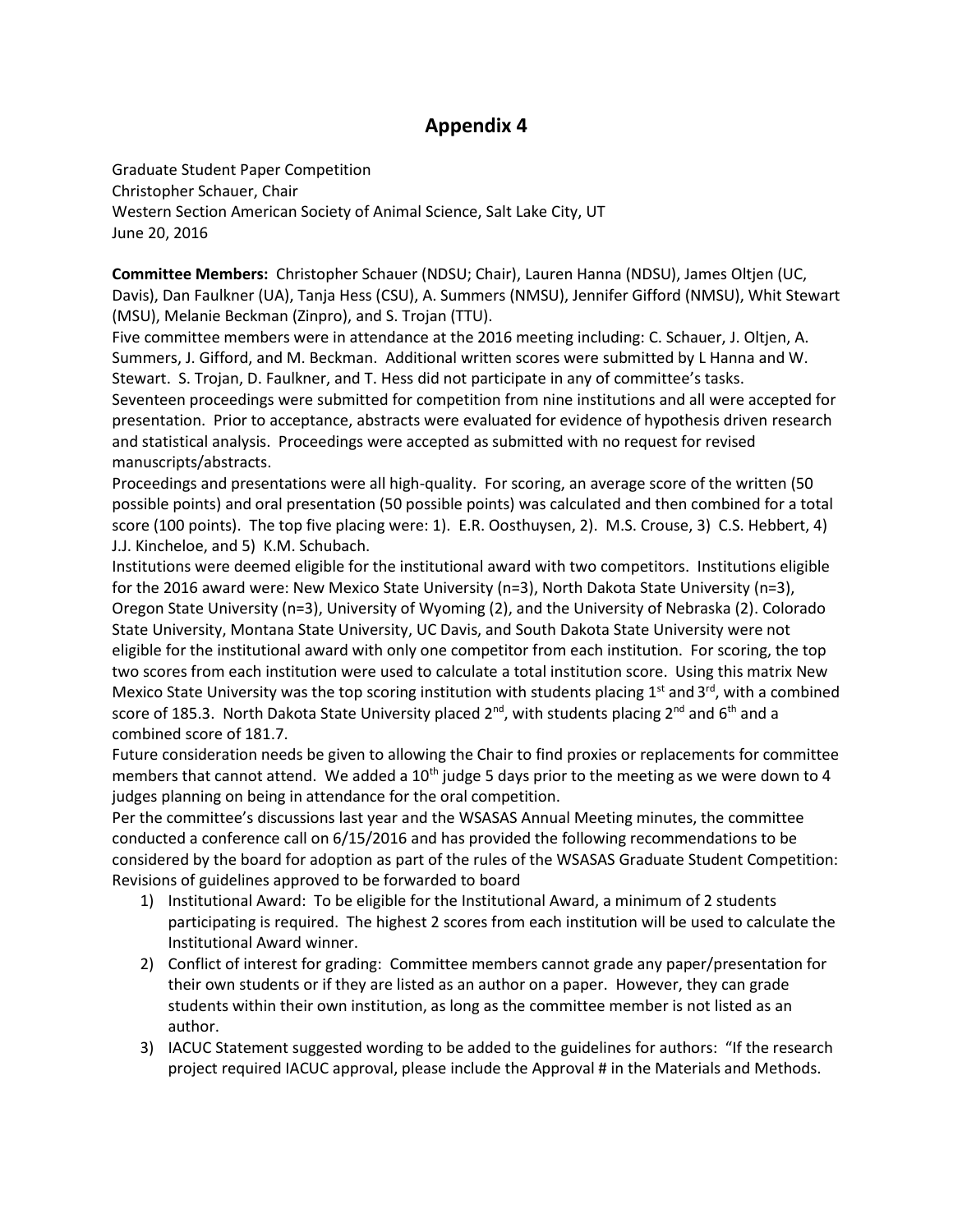# Appendix 4

Graduate Student Paper Competition
Christopher Schauer, Chair
Western Section American Society of Animal Science, Salt Lake City, UT
June 20, 2016

**Committee Members:** Christopher Schauer (NDSU; Chair), Lauren Hanna (NDSU), James Oltjen (UC, Davis), Dan Faulkner (UA), Tanja Hess (CSU), A. Summers (NMSU), Jennifer Gifford (NMSU), Whit Stewart (MSU), Melanie Beckman (Zinpro), and S. Trojan (TTU).

Five committee members were in attendance at the 2016 meeting including: C. Schauer, J. Oltjen, A. Summers, J. Gifford, and M. Beckman. Additional written scores were submitted by L Hanna and W. Stewart. S. Trojan, D. Faulkner, and T. Hess did not participate in any of committee's tasks.

Seventeen proceedings were submitted for competition from nine institutions and all were accepted for presentation. Prior to acceptance, abstracts were evaluated for evidence of hypothesis driven research and statistical analysis. Proceedings were accepted as submitted with no request for revised manuscripts/abstracts.

Proceedings and presentations were all high-quality. For scoring, an average score of the written (50 possible points) and oral presentation (50 possible points) was calculated and then combined for a total score (100 points). The top five placing were: 1). E.R. Oosthuysen, 2). M.S. Crouse, 3) C.S. Hebbert, 4) J.J. Kincheloe, and 5) K.M. Schubach.

Institutions were deemed eligible for the institutional award with two competitors. Institutions eligible for the 2016 award were: New Mexico State University (n=3), North Dakota State University (n=3), Oregon State University (n=3), University of Wyoming (2), and the University of Nebraska (2). Colorado State University, Montana State University, UC Davis, and South Dakota State University were not eligible for the institutional award with only one competitor from each institution. For scoring, the top two scores from each institution were used to calculate a total institution score. Using this matrix New Mexico State University was the top scoring institution with students placing 1st and 3rd, with a combined score of 185.3. North Dakota State University placed 2nd, with students placing 2nd and 6th and a combined score of 181.7.

Future consideration needs be given to allowing the Chair to find proxies or replacements for committee members that cannot attend. We added a 10th judge 5 days prior to the meeting as we were down to 4 judges planning on being in attendance for the oral competition.

Per the committee's discussions last year and the WSASAS Annual Meeting minutes, the committee conducted a conference call on 6/15/2016 and has provided the following recommendations to be considered by the board for adoption as part of the rules of the WSASAS Graduate Student Competition: Revisions of guidelines approved to be forwarded to board

1) Institutional Award: To be eligible for the Institutional Award, a minimum of 2 students participating is required. The highest 2 scores from each institution will be used to calculate the Institutional Award winner.
2) Conflict of interest for grading: Committee members cannot grade any paper/presentation for their own students or if they are listed as an author on a paper. However, they can grade students within their own institution, as long as the committee member is not listed as an author.
3) IACUC Statement suggested wording to be added to the guidelines for authors: "If the research project required IACUC approval, please include the Approval # in the Materials and Methods.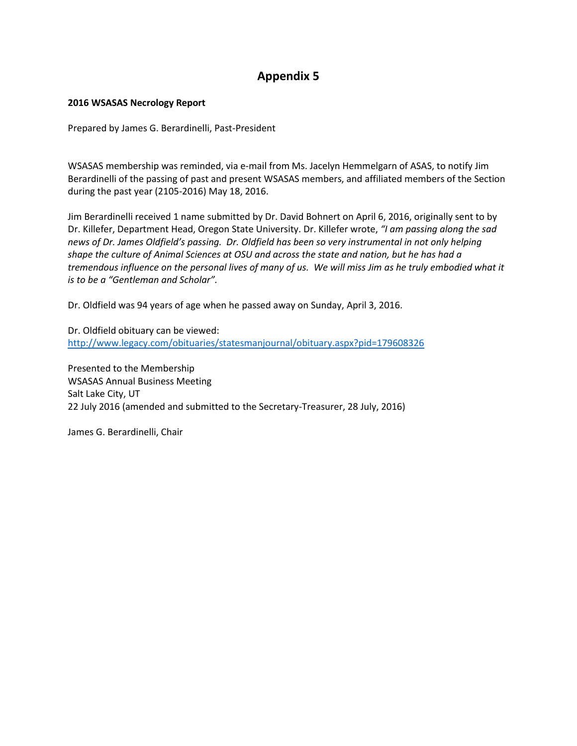# Appendix 5

**2016 WSASAS Necrology Report**

Prepared by James G. Berardinelli, Past-President

WSASAS membership was reminded, via e-mail from Ms. Jacelyn Hemmelgarn of ASAS, to notify Jim Berardinelli of the passing of past and present WSASAS members, and affiliated members of the Section during the past year (2105-2016) May 18, 2016.

Jim Berardinelli received 1 name submitted by Dr. David Bohnert on April 6, 2016, originally sent to by Dr. Killefer, Department Head, Oregon State University. Dr. Killefer wrote, *"I am passing along the sad news of Dr. James Oldfield's passing. Dr. Oldfield has been so very instrumental in not only helping shape the culture of Animal Sciences at OSU and across the state and nation, but he has had a tremendous influence on the personal lives of many of us. We will miss Jim as he truly embodied what it is to be a "Gentleman and Scholar".*

Dr. Oldfield was 94 years of age when he passed away on Sunday, April 3, 2016.

Dr. Oldfield obituary can be viewed:
http://www.legacy.com/obituaries/statesmanjournal/obituary.aspx?pid=179608326

Presented to the Membership
WSASAS Annual Business Meeting
Salt Lake City, UT
22 July 2016 (amended and submitted to the Secretary-Treasurer, 28 July, 2016)

James G. Berardinelli, Chair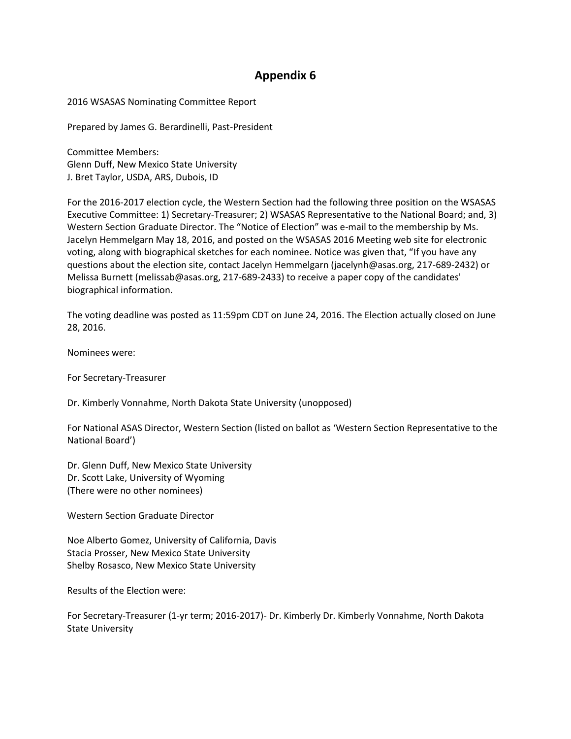# Appendix 6

2016 WSASAS Nominating Committee Report

Prepared by James G. Berardinelli, Past-President

Committee Members:
Glenn Duff, New Mexico State University
J. Bret Taylor, USDA, ARS, Dubois, ID

For the 2016-2017 election cycle, the Western Section had the following three position on the WSASAS Executive Committee: 1) Secretary-Treasurer; 2) WSASAS Representative to the National Board; and, 3) Western Section Graduate Director. The "Notice of Election" was e-mail to the membership by Ms. Jacelyn Hemmelgarn May 18, 2016, and posted on the WSASAS 2016 Meeting web site for electronic voting, along with biographical sketches for each nominee. Notice was given that, "If you have any questions about the election site, contact Jacelyn Hemmelgarn (jacelynh@asas.org, 217-689-2432) or Melissa Burnett (melissab@asas.org, 217-689-2433) to receive a paper copy of the candidates' biographical information.

The voting deadline was posted as 11:59pm CDT on June 24, 2016. The Election actually closed on June 28, 2016.

Nominees were:

For Secretary-Treasurer

Dr. Kimberly Vonnahme, North Dakota State University (unopposed)

For National ASAS Director, Western Section (listed on ballot as 'Western Section Representative to the National Board')

Dr. Glenn Duff, New Mexico State University
Dr. Scott Lake, University of Wyoming
(There were no other nominees)

Western Section Graduate Director

Noe Alberto Gomez, University of California, Davis
Stacia Prosser, New Mexico State University
Shelby Rosasco, New Mexico State University

Results of the Election were:

For Secretary-Treasurer (1-yr term; 2016-2017)- Dr. Kimberly Dr. Kimberly Vonnahme, North Dakota State University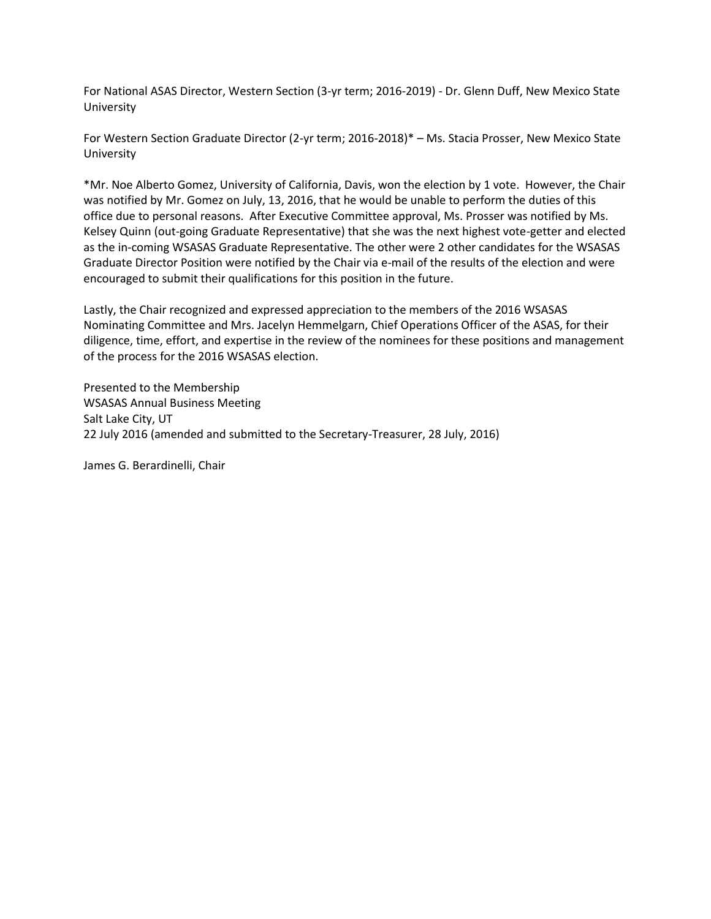For National ASAS Director, Western Section (3-yr term; 2016-2019) - Dr. Glenn Duff, New Mexico State University

For Western Section Graduate Director (2-yr term; 2016-2018)* – Ms. Stacia Prosser, New Mexico State University

*Mr. Noe Alberto Gomez, University of California, Davis, won the election by 1 vote. However, the Chair was notified by Mr. Gomez on July, 13, 2016, that he would be unable to perform the duties of this office due to personal reasons. After Executive Committee approval, Ms. Prosser was notified by Ms. Kelsey Quinn (out-going Graduate Representative) that she was the next highest vote-getter and elected as the in-coming WSASAS Graduate Representative. The other were 2 other candidates for the WSASAS Graduate Director Position were notified by the Chair via e-mail of the results of the election and were encouraged to submit their qualifications for this position in the future.

Lastly, the Chair recognized and expressed appreciation to the members of the 2016 WSASAS Nominating Committee and Mrs. Jacelyn Hemmelgarn, Chief Operations Officer of the ASAS, for their diligence, time, effort, and expertise in the review of the nominees for these positions and management of the process for the 2016 WSASAS election.

Presented to the Membership
WSASAS Annual Business Meeting
Salt Lake City, UT
22 July 2016 (amended and submitted to the Secretary-Treasurer, 28 July, 2016)

James G. Berardinelli, Chair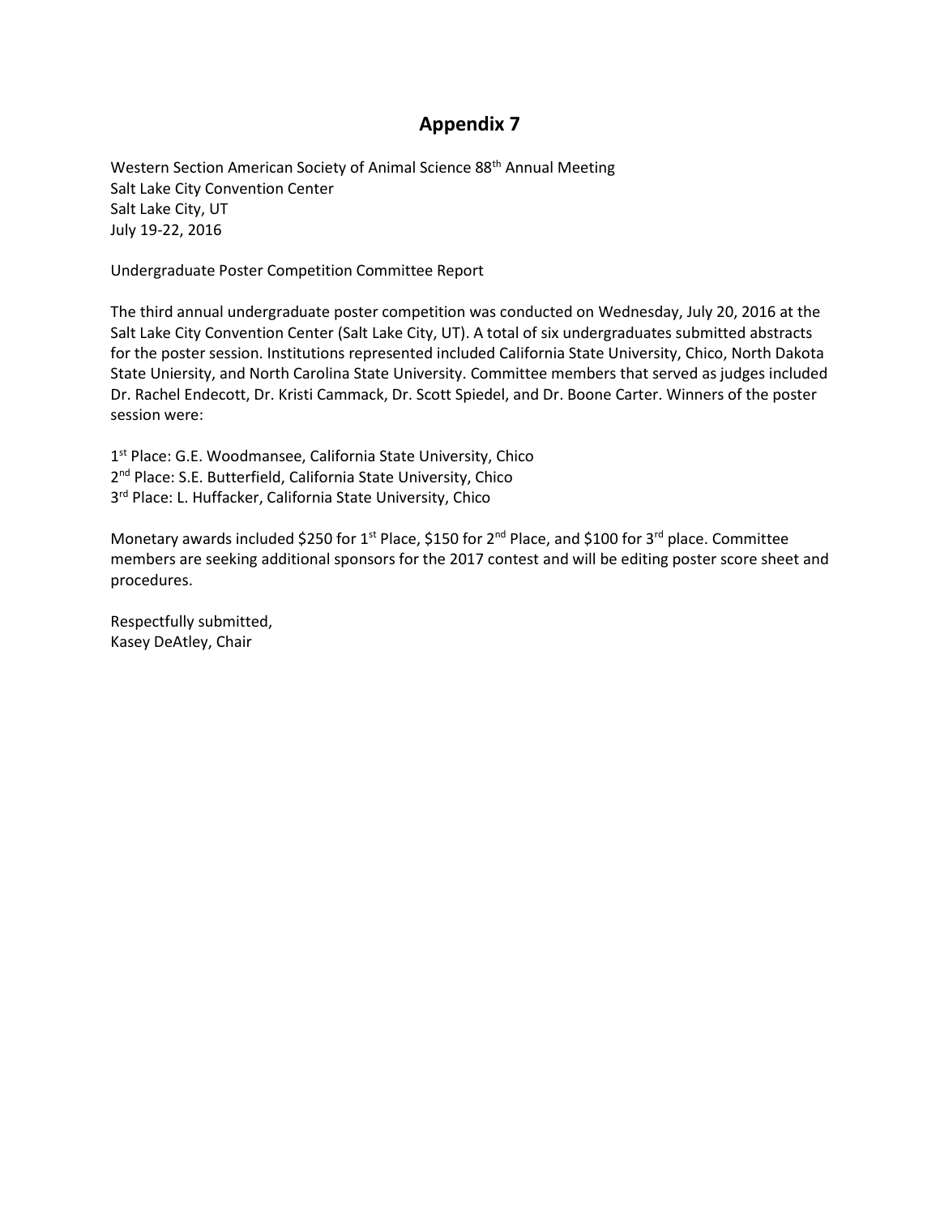# Appendix 7

Western Section American Society of Animal Science 88th Annual Meeting
Salt Lake City Convention Center
Salt Lake City, UT
July 19-22, 2016

Undergraduate Poster Competition Committee Report

The third annual undergraduate poster competition was conducted on Wednesday, July 20, 2016 at the Salt Lake City Convention Center (Salt Lake City, UT). A total of six undergraduates submitted abstracts for the poster session. Institutions represented included California State University, Chico, North Dakota State Uniersity, and North Carolina State University. Committee members that served as judges included Dr. Rachel Endecott, Dr. Kristi Cammack, Dr. Scott Spiedel, and Dr. Boone Carter. Winners of the poster session were:

1st Place: G.E. Woodmansee, California State University, Chico
2nd Place: S.E. Butterfield, California State University, Chico
3rd Place: L. Huffacker, California State University, Chico

Monetary awards included $250 for 1st Place, $150 for 2nd Place, and $100 for 3rd place. Committee members are seeking additional sponsors for the 2017 contest and will be editing poster score sheet and procedures.

Respectfully submitted,
Kasey DeAtley, Chair